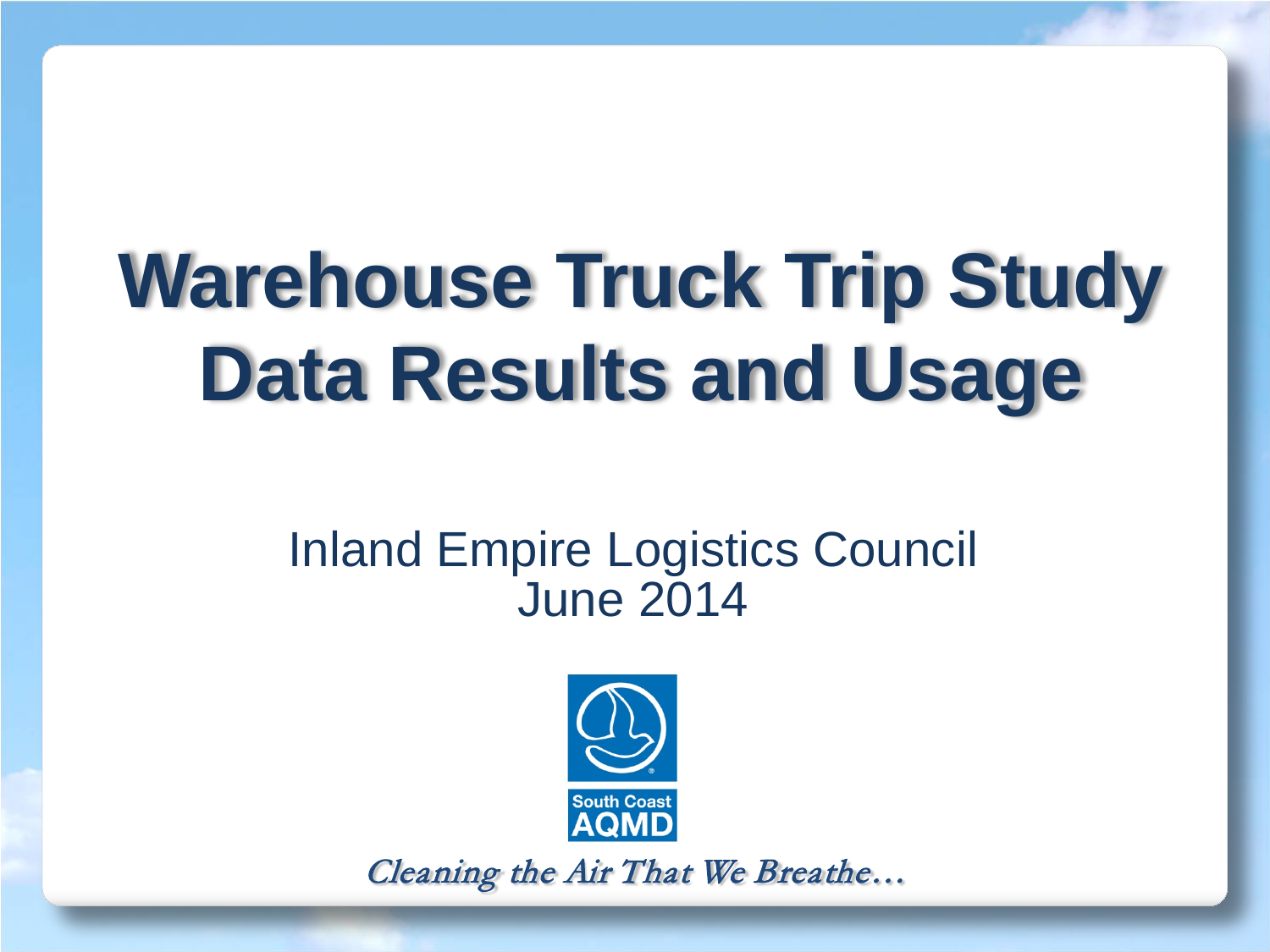# Warehouse Truck Trip Study Data Results and Usage

Inland Empire Logistics Council
June 2014

South Coast AQMD

*Cleaning the Air That We Breathe…*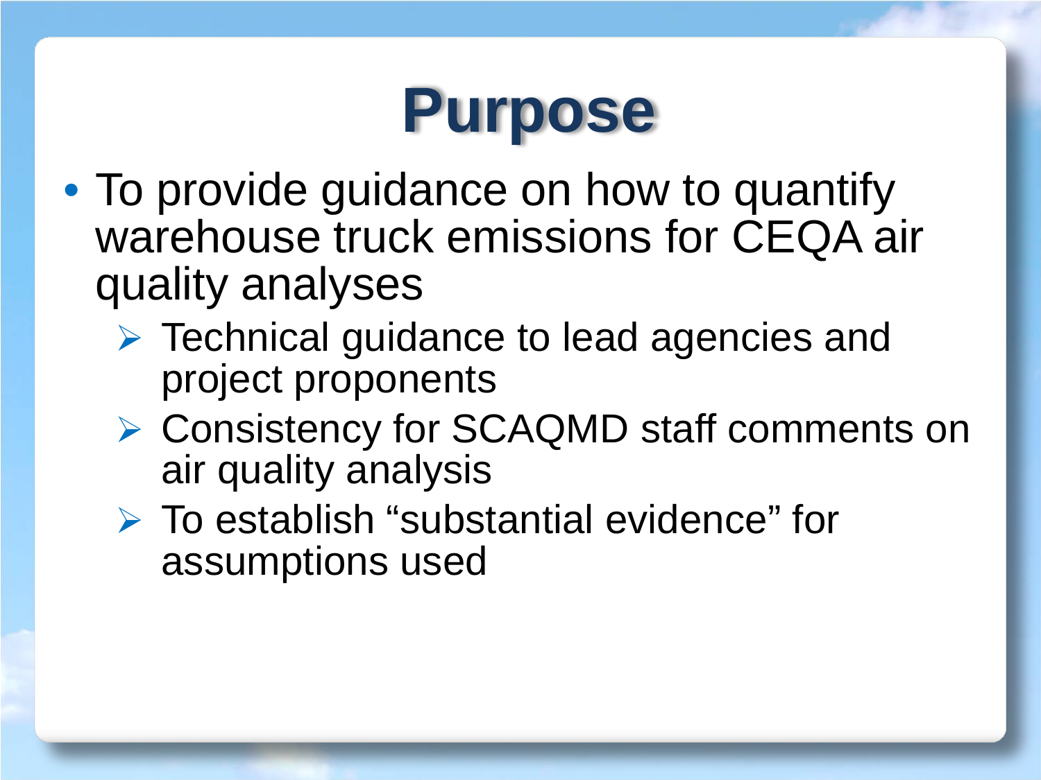# Purpose

- To provide guidance on how to quantify warehouse truck emissions for CEQA air quality analyses
  - Technical guidance to lead agencies and project proponents
  - Consistency for SCAQMD staff comments on air quality analysis
  - To establish "substantial evidence" for assumptions used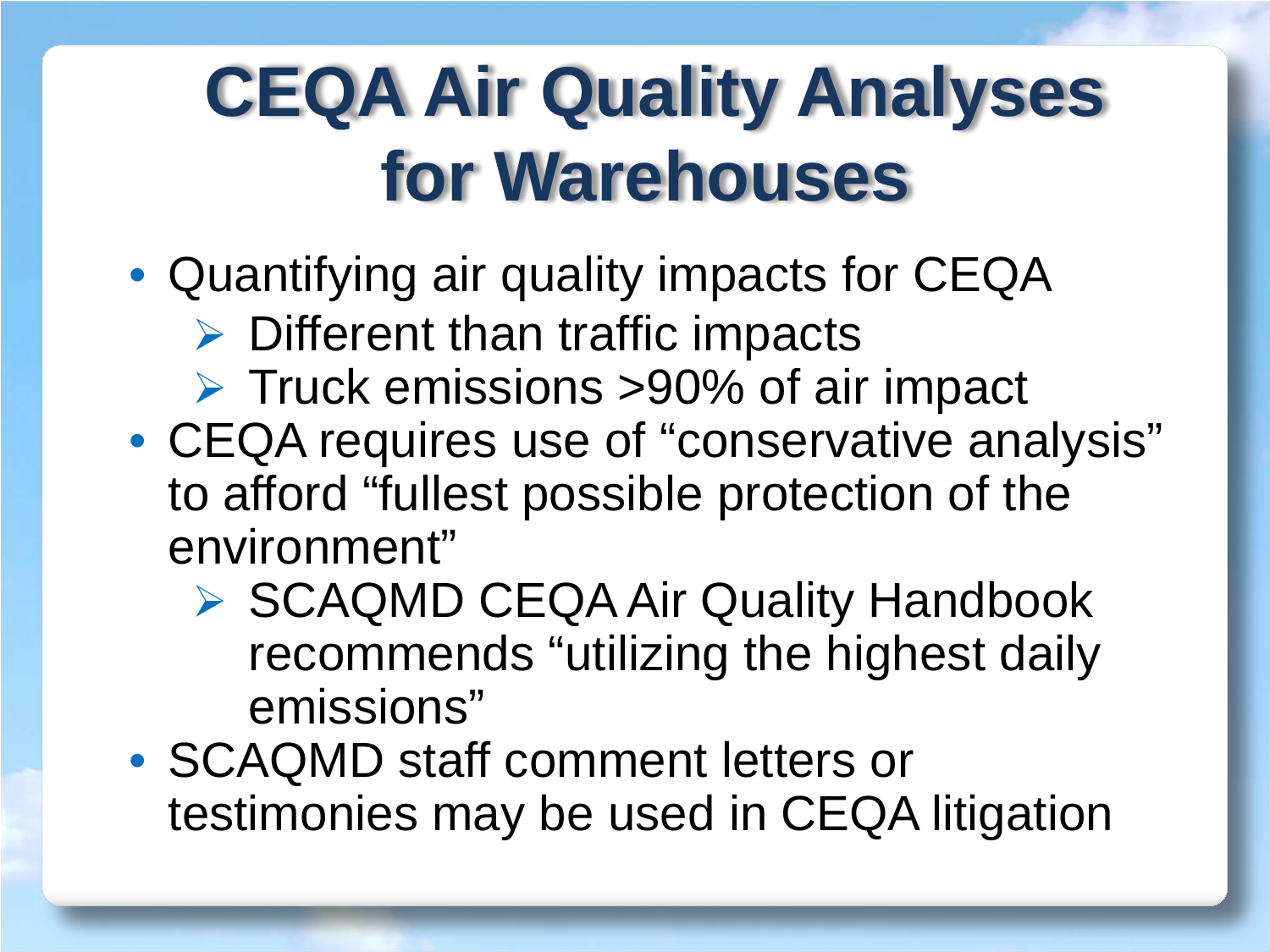# CEQA Air Quality Analyses for Warehouses

- Quantifying air quality impacts for CEQA
  - Different than traffic impacts
  - Truck emissions >90% of air impact
- CEQA requires use of "conservative analysis" to afford "fullest possible protection of the environment"
  - SCAQMD CEQA Air Quality Handbook recommends "utilizing the highest daily emissions"
- SCAQMD staff comment letters or testimonies may be used in CEQA litigation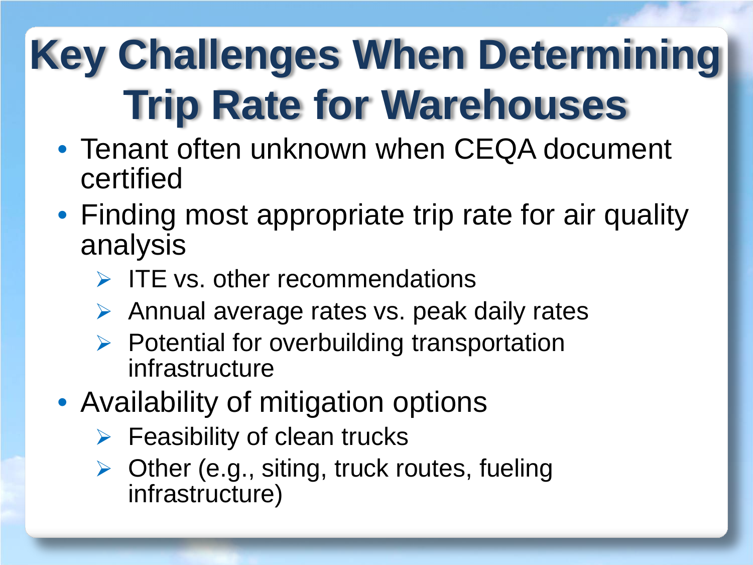# Key Challenges When Determining Trip Rate for Warehouses

- Tenant often unknown when CEQA document certified
- Finding most appropriate trip rate for air quality analysis
  - ITE vs. other recommendations
  - Annual average rates vs. peak daily rates
  - Potential for overbuilding transportation infrastructure
- Availability of mitigation options
  - Feasibility of clean trucks
  - Other (e.g., siting, truck routes, fueling infrastructure)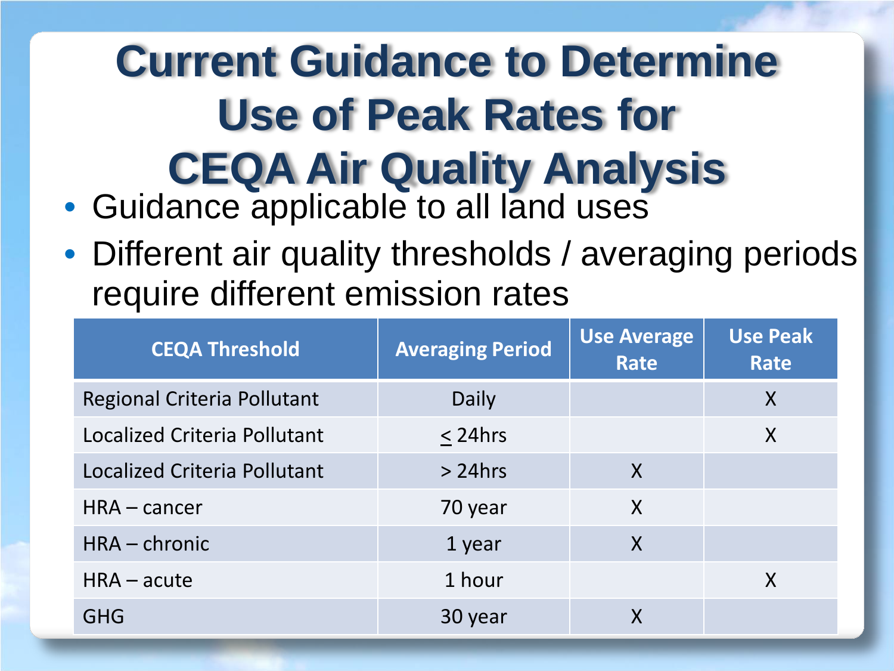# Current Guidance to Determine Use of Peak Rates for CEQA Air Quality Analysis

- Guidance applicable to all land uses
- Different air quality thresholds / averaging periods require different emission rates

| CEQA Threshold | Averaging Period | Use Average Rate | Use Peak Rate |
|---|---|---|---|
| Regional Criteria Pollutant | Daily | | X |
| Localized Criteria Pollutant | $\leq$ 24hrs | | X |
| Localized Criteria Pollutant | > 24hrs | X | |
| HRA – cancer | 70 year | X | |
| HRA – chronic | 1 year | X | |
| HRA – acute | 1 hour | | X |
| GHG | 30 year | X | |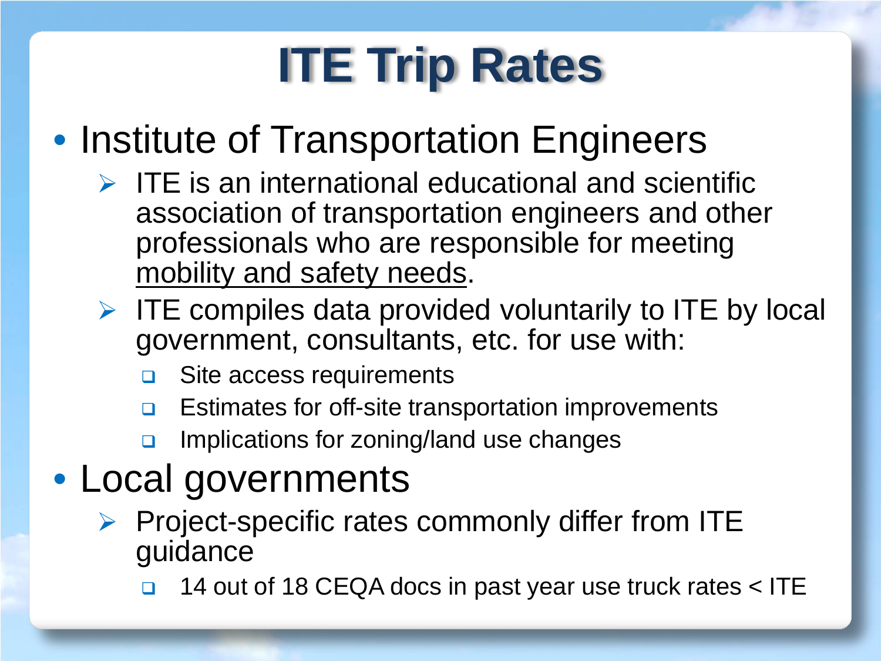# ITE Trip Rates

- Institute of Transportation Engineers
  - ITE is an international educational and scientific association of transportation engineers and other professionals who are responsible for meeting mobility and safety needs.
  - ITE compiles data provided voluntarily to ITE by local government, consultants, etc. for use with:
    - Site access requirements
    - Estimates for off-site transportation improvements
    - Implications for zoning/land use changes
- Local governments
  - Project-specific rates commonly differ from ITE guidance
    - 14 out of 18 CEQA docs in past year use truck rates < ITE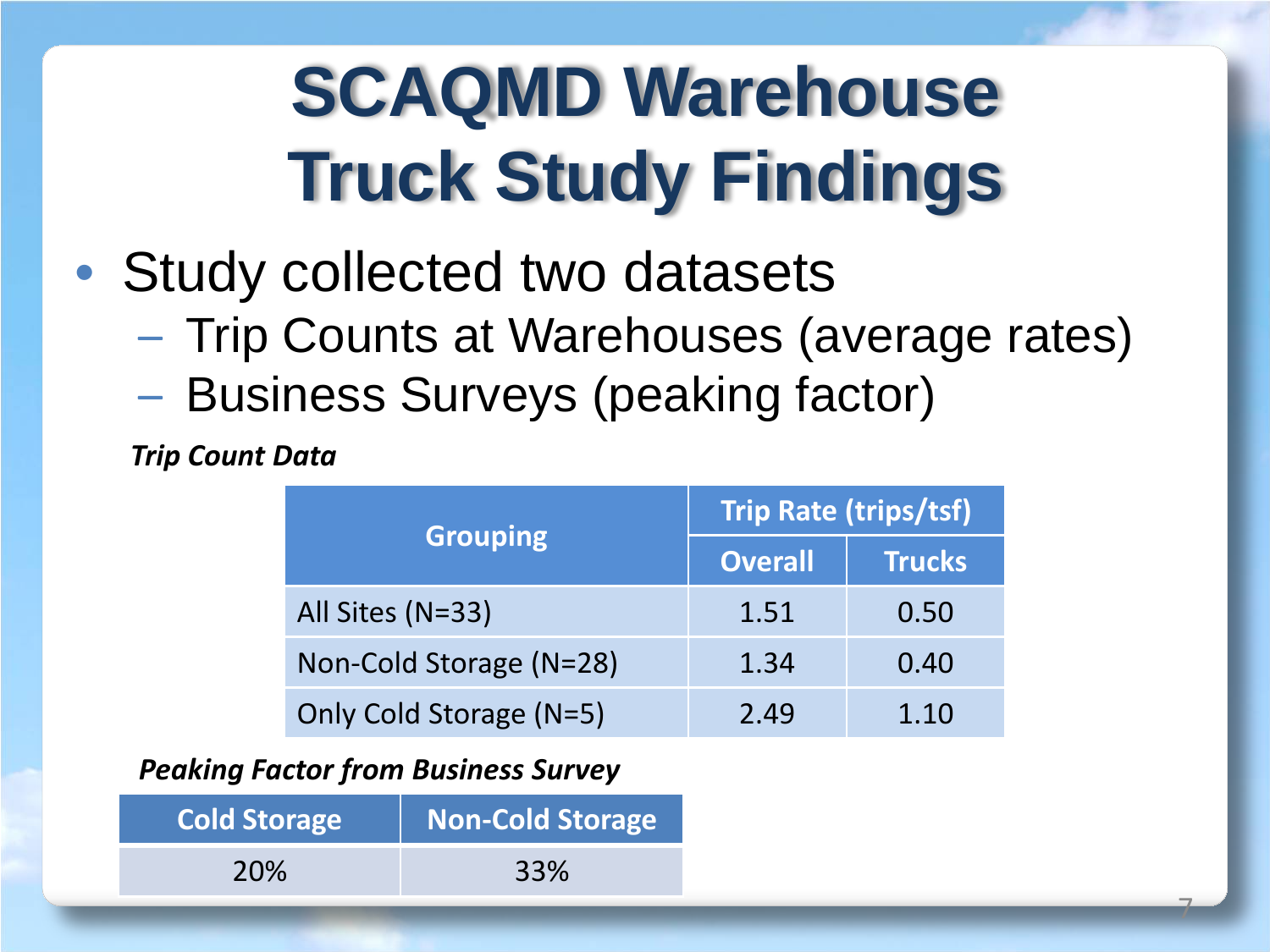# SCAQMD Warehouse Truck Study Findings

- Study collected two datasets
  - Trip Counts at Warehouses (average rates)
  - Business Surveys (peaking factor)

***Trip Count Data***

| Grouping | Trip Rate (trips/tsf) | |
|---|---|---|
| | Overall | Trucks |
| All Sites (N=33) | 1.51 | 0.50 |
| Non-Cold Storage (N=28) | 1.34 | 0.40 |
| Only Cold Storage (N=5) | 2.49 | 1.10 |

***Peaking Factor from Business Survey***

| Cold Storage | Non-Cold Storage |
|---|---|
| 20% | 33% |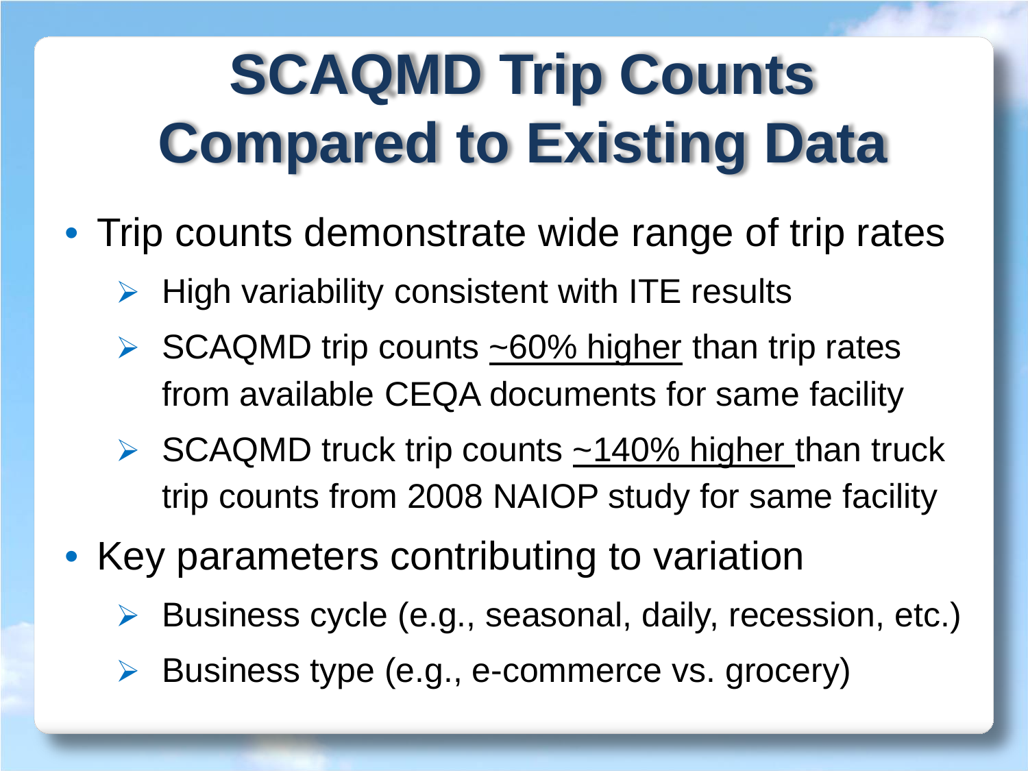# SCAQMD Trip Counts Compared to Existing Data

- Trip counts demonstrate wide range of trip rates
  - High variability consistent with ITE results
  - SCAQMD trip counts <u>~60% higher</u> than trip rates from available CEQA documents for same facility
  - SCAQMD truck trip counts <u>~140% higher</u> than truck trip counts from 2008 NAIOP study for same facility
- Key parameters contributing to variation
  - Business cycle (e.g., seasonal, daily, recession, etc.)
  - Business type (e.g., e-commerce vs. grocery)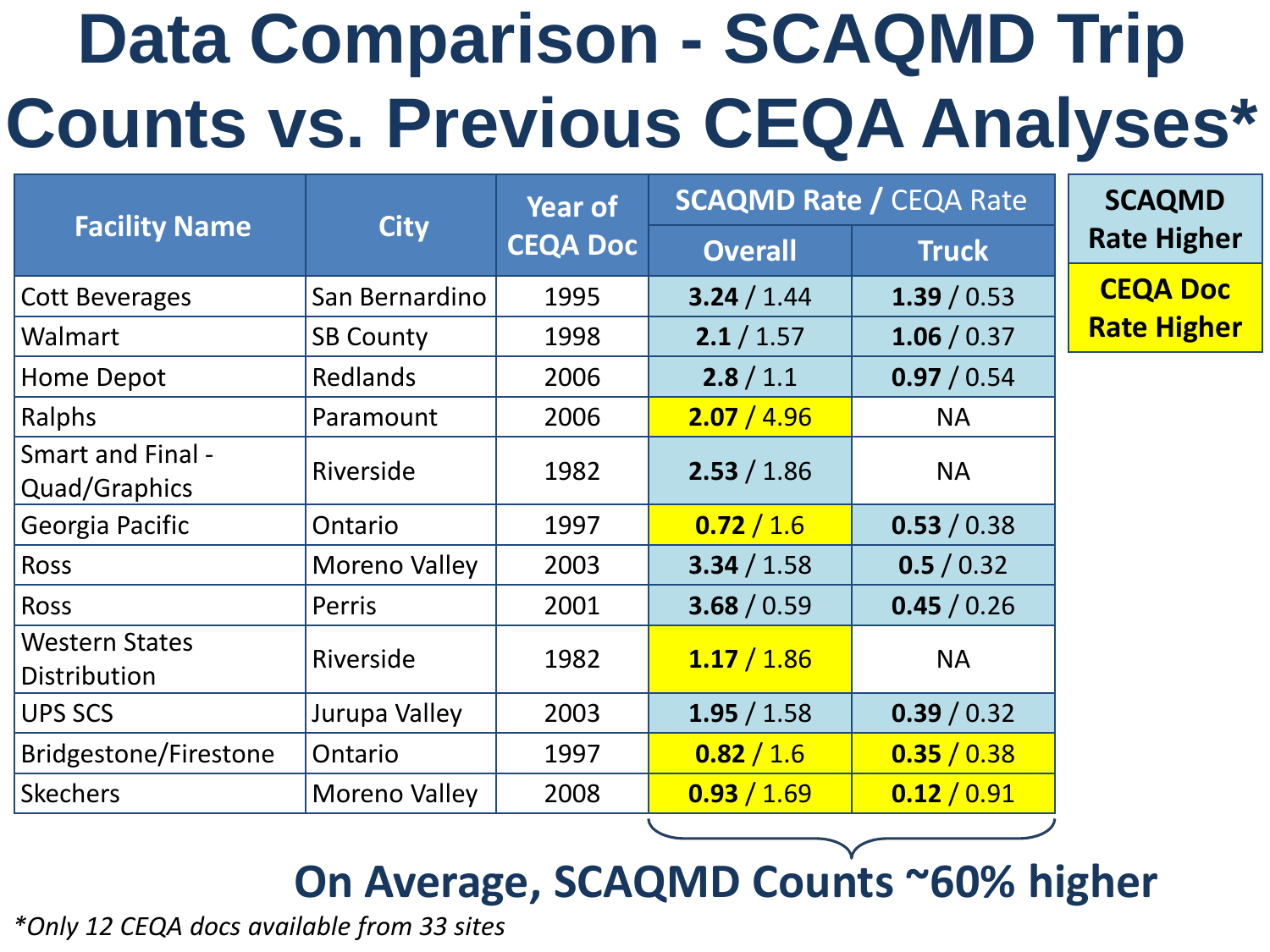# Data Comparison - SCAQMD Trip Counts vs. Previous CEQA Analyses*

| Facility Name | City | Year of CEQA Doc | SCAQMD Rate / CEQA Rate | |
|---|---|---|---|---|
| | | | Overall | Truck |
| Cott Beverages | San Bernardino | 1995 | **3.24** / 1.44 | **1.39** / 0.53 |
| Walmart | SB County | 1998 | **2.1** / 1.57 | **1.06** / 0.37 |
| Home Depot | Redlands | 2006 | **2.8** / 1.1 | **0.97** / 0.54 |
| Ralphs | Paramount | 2006 | **2.07** / 4.96 | NA |
| Smart and Final - Quad/Graphics | Riverside | 1982 | **2.53** / 1.86 | NA |
| Georgia Pacific | Ontario | 1997 | **0.72** / 1.6 | **0.53** / 0.38 |
| Ross | Moreno Valley | 2003 | **3.34** / 1.58 | **0.5** / 0.32 |
| Ross | Perris | 2001 | **3.68** / 0.59 | **0.45** / 0.26 |
| Western States Distribution | Riverside | 1982 | **1.17** / 1.86 | NA |
| UPS SCS | Jurupa Valley | 2003 | **1.95** / 1.58 | **0.39** / 0.32 |
| Bridgestone/Firestone | Ontario | 1997 | **0.82** / 1.6 | **0.35** / 0.38 |
| Skechers | Moreno Valley | 2008 | **0.93** / 1.69 | **0.12** / 0.91 |

Legend: SCAQMD Rate Higher (blue) — Ralphs, Georgia Pacific (overall), Western States Distribution, Bridgestone/Firestone, Skechers marked as CEQA Doc Rate Higher (yellow)

**On Average, SCAQMD Counts ~60% higher**

*Only 12 CEQA docs available from 33 sites*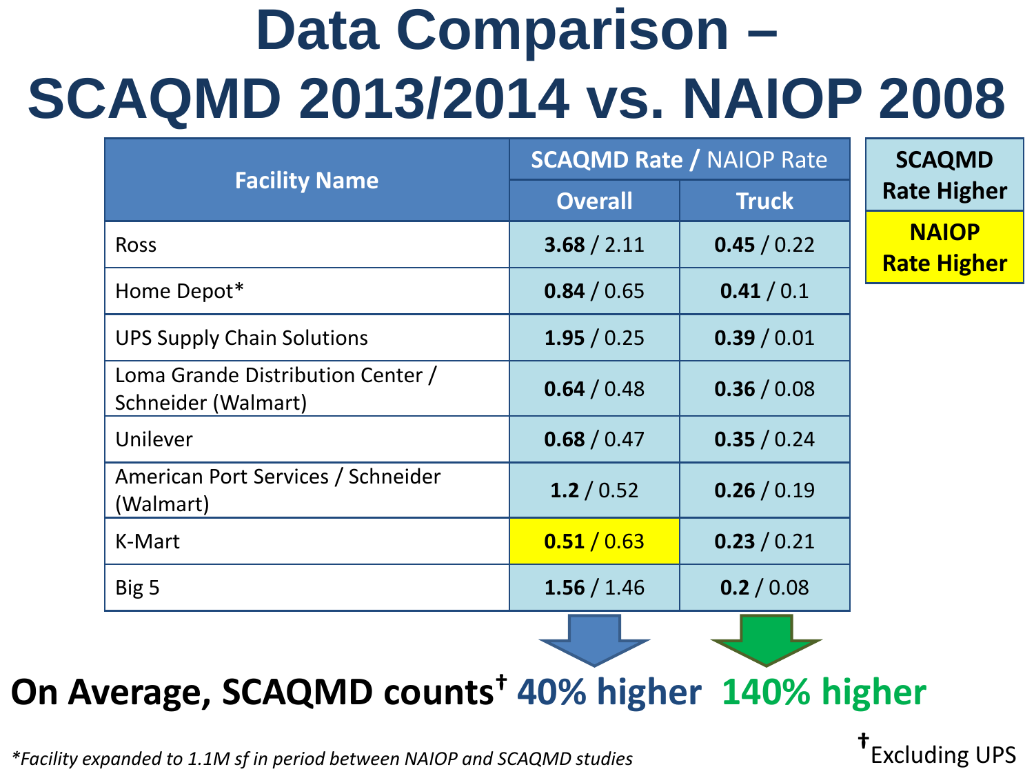# Data Comparison – SCAQMD 2013/2014 vs. NAIOP 2008

| Facility Name | SCAQMD Rate / NAIOP Rate | |
|---|---|---|
| | Overall | Truck |
| Ross | **3.68** / 2.11 | **0.45** / 0.22 |
| Home Depot* | **0.84** / 0.65 | **0.41** / 0.1 |
| UPS Supply Chain Solutions | **1.95** / 0.25 | **0.39** / 0.01 |
| Loma Grande Distribution Center / Schneider (Walmart) | **0.64** / 0.48 | **0.36** / 0.08 |
| Unilever | **0.68** / 0.47 | **0.35** / 0.24 |
| American Port Services / Schneider (Walmart) | **1.2** / 0.52 | **0.26** / 0.19 |
| K-Mart | **0.51** / 0.63 | **0.23** / 0.21 |
| Big 5 | **1.56** / 1.46 | **0.2** / 0.08 |

**SCAQMD Rate Higher**

**NAIOP Rate Higher**

**On Average, SCAQMD counts† 40% higher 140% higher**

*Facility expanded to 1.1M sf in period between NAIOP and SCAQMD studies*

†Excluding UPS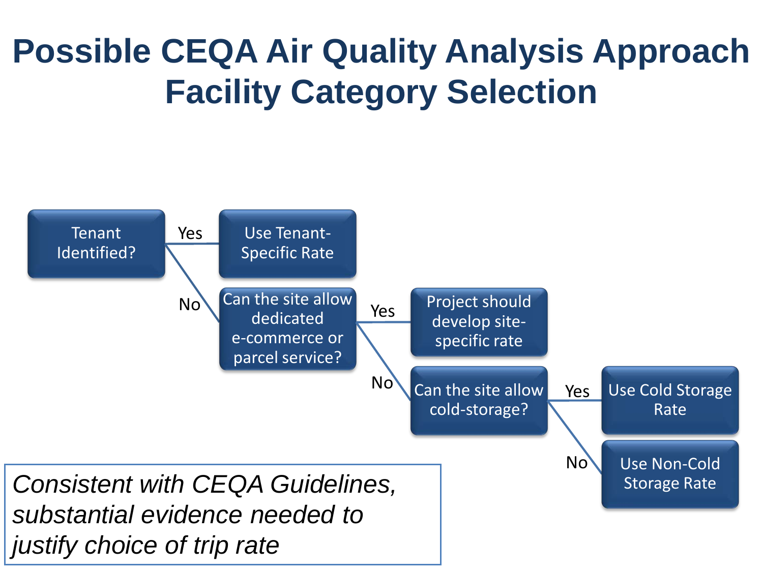# Possible CEQA Air Quality Analysis Approach Facility Category Selection

- **Tenant Identified?**
  - Yes → Use Tenant-Specific Rate
  - No → **Can the site allow dedicated e-commerce or parcel service?**
    - Yes → Project should develop site-specific rate
    - No → **Can the site allow cold-storage?**
      - Yes → Use Cold Storage Rate
      - No → Use Non-Cold Storage Rate

*Consistent with CEQA Guidelines, substantial evidence needed to justify choice of trip rate*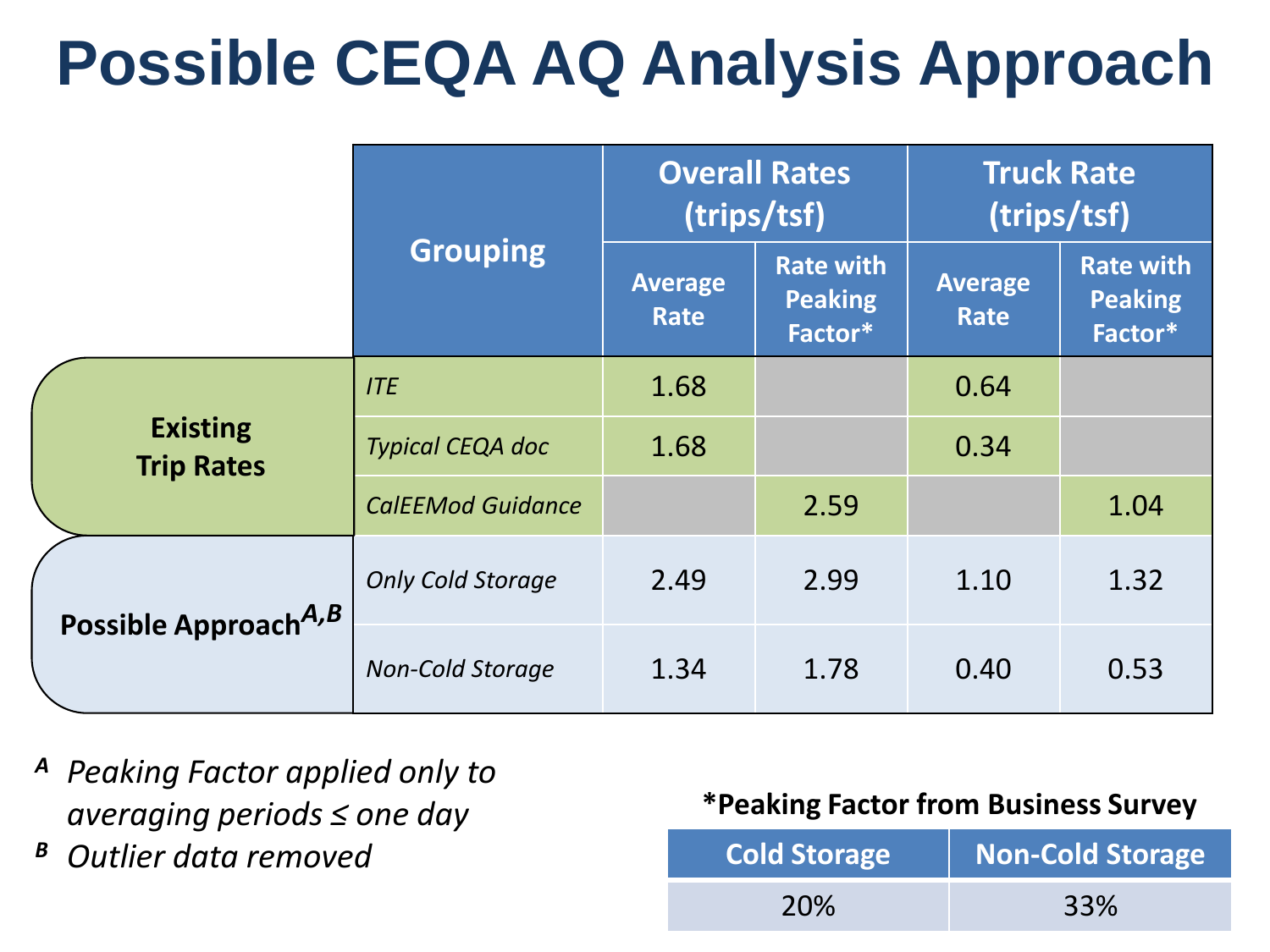# Possible CEQA AQ Analysis Approach

| | Grouping | Overall Rates (trips/tsf) | | Truck Rate (trips/tsf) | |
|---|---|---|---|---|---|
| | | Average Rate | Rate with Peaking Factor* | Average Rate | Rate with Peaking Factor* |
| **Existing Trip Rates** | *ITE* | 1.68 | | 0.64 | |
| | *Typical CEQA doc* | 1.68 | | 0.34 | |
| | *CalEEMod Guidance* | | 2.59 | | 1.04 |
| **Possible Approach**[A,B] | *Only Cold Storage* | 2.49 | 2.99 | 1.10 | 1.32 |
| | *Non-Cold Storage* | 1.34 | 1.78 | 0.40 | 0.53 |

[A] *Peaking Factor applied only to averaging periods ≤ one day*

[B] *Outlier data removed*

**\*Peaking Factor from Business Survey**

| Cold Storage | Non-Cold Storage |
|---|---|
| 20% | 33% |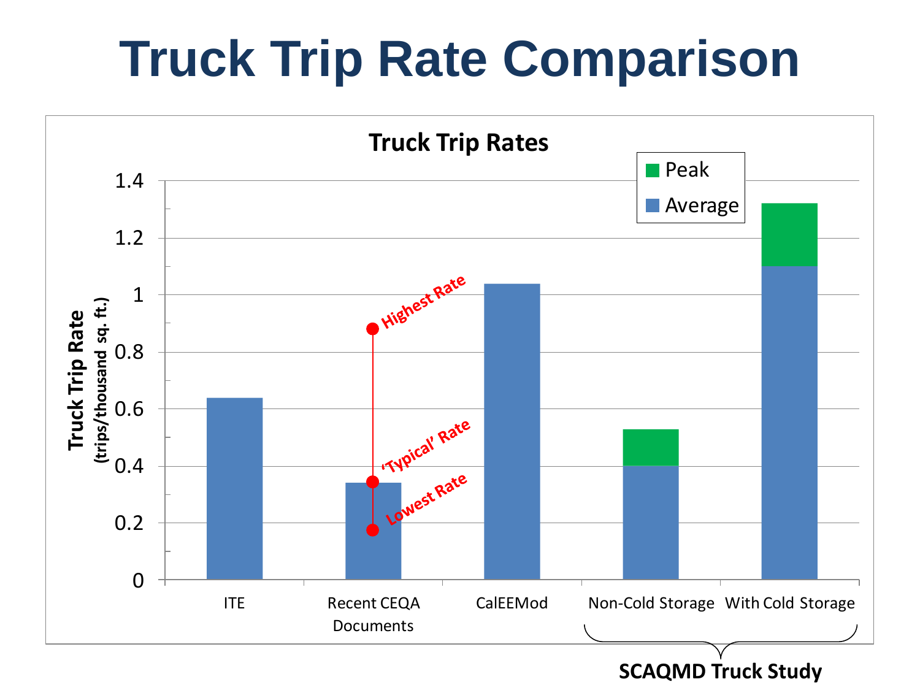# Truck Trip Rate Comparison

**Truck Trip Rates**

Truck Trip Rate (trips/thousand sq. ft.)

| Category | Average | Peak |
|---|---|---|
| ITE | 0.64 | |
| Recent CEQA Documents | 0.34 | |
| CalEEMod | 1.04 | |
| Non-Cold Storage (SCAQMD Truck Study) | 0.40 | 0.53 |
| With Cold Storage (SCAQMD Truck Study) | 1.10 | 1.32 |

Recent CEQA Documents: Highest Rate; 'Typical' Rate; Lowest Rate

**SCAQMD Truck Study**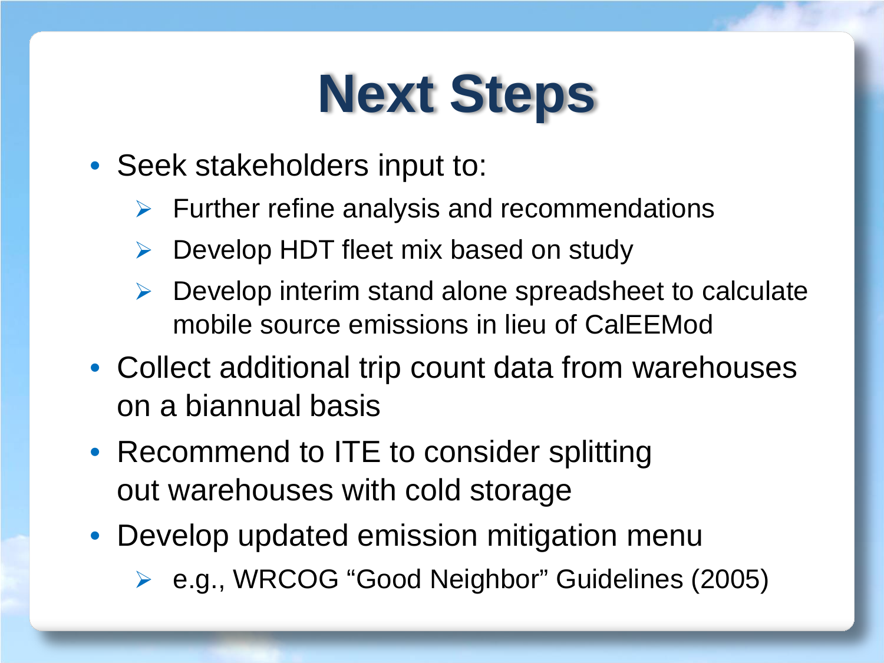# Next Steps

- Seek stakeholders input to:
  - Further refine analysis and recommendations
  - Develop HDT fleet mix based on study
  - Develop interim stand alone spreadsheet to calculate mobile source emissions in lieu of CalEEMod
- Collect additional trip count data from warehouses on a biannual basis
- Recommend to ITE to consider splitting out warehouses with cold storage
- Develop updated emission mitigation menu
  - e.g., WRCOG "Good Neighbor" Guidelines (2005)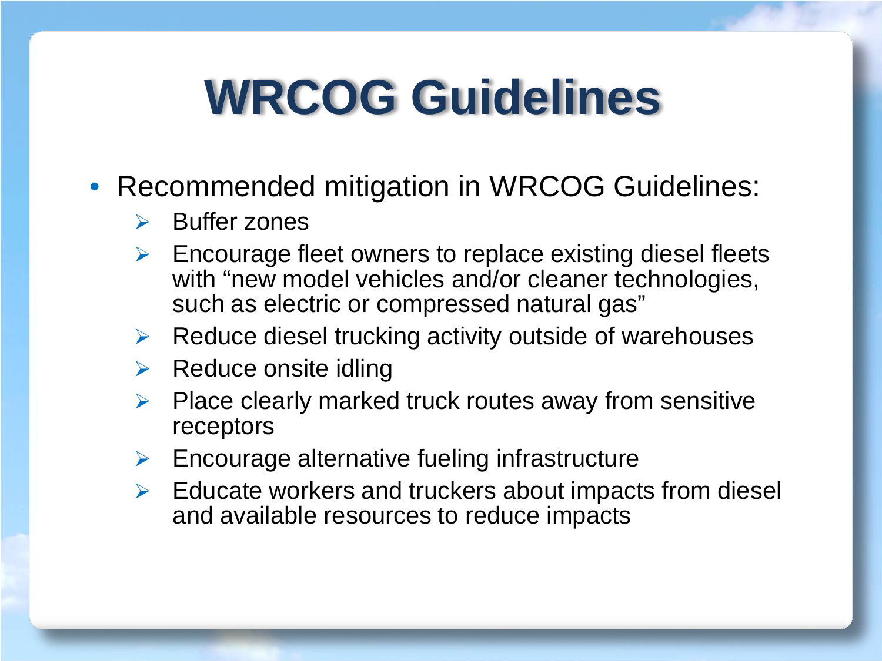# WRCOG Guidelines

- Recommended mitigation in WRCOG Guidelines:
  - Buffer zones
  - Encourage fleet owners to replace existing diesel fleets with "new model vehicles and/or cleaner technologies, such as electric or compressed natural gas"
  - Reduce diesel trucking activity outside of warehouses
  - Reduce onsite idling
  - Place clearly marked truck routes away from sensitive receptors
  - Encourage alternative fueling infrastructure
  - Educate workers and truckers about impacts from diesel and available resources to reduce impacts